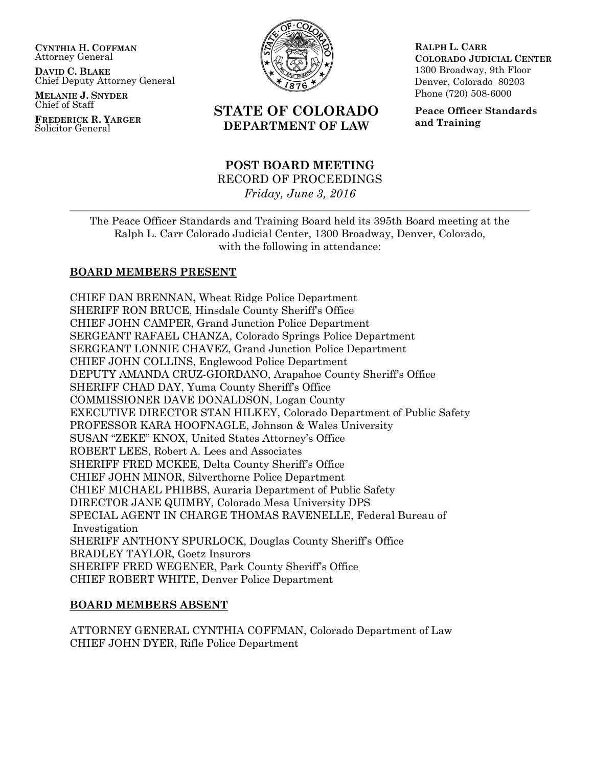**CYNTHIA H. COFFMAN**
Attorney General

**DAVID C. BLAKE**
Chief Deputy Attorney General

**MELANIE J. SNYDER**
Chief of Staff

**FREDERICK R. YARGER**
Solicitor General

**STATE OF COLORADO**
**DEPARTMENT OF LAW**

**RALPH L. CARR**
**COLORADO JUDICIAL CENTER**
1300 Broadway, 9th Floor
Denver, Colorado 80203
Phone (720) 508-6000

**Peace Officer Standards and Training**

# POST BOARD MEETING

RECORD OF PROCEEDINGS

*Friday, June 3, 2016*

---

The Peace Officer Standards and Training Board held its 395th Board meeting at the Ralph L. Carr Colorado Judicial Center, 1300 Broadway, Denver, Colorado, with the following in attendance:

## BOARD MEMBERS PRESENT

CHIEF DAN BRENNAN**,** Wheat Ridge Police Department
SHERIFF RON BRUCE, Hinsdale County Sheriff's Office
CHIEF JOHN CAMPER, Grand Junction Police Department
SERGEANT RAFAEL CHANZA, Colorado Springs Police Department
SERGEANT LONNIE CHAVEZ, Grand Junction Police Department
CHIEF JOHN COLLINS, Englewood Police Department
DEPUTY AMANDA CRUZ-GIORDANO, Arapahoe County Sheriff's Office
SHERIFF CHAD DAY, Yuma County Sheriff's Office
COMMISSIONER DAVE DONALDSON, Logan County
EXECUTIVE DIRECTOR STAN HILKEY, Colorado Department of Public Safety
PROFESSOR KARA HOOFNAGLE, Johnson & Wales University
SUSAN "ZEKE" KNOX, United States Attorney's Office
ROBERT LEES, Robert A. Lees and Associates
SHERIFF FRED MCKEE, Delta County Sheriff's Office
CHIEF JOHN MINOR, Silverthorne Police Department
CHIEF MICHAEL PHIBBS, Auraria Department of Public Safety
DIRECTOR JANE QUIMBY, Colorado Mesa University DPS
SPECIAL AGENT IN CHARGE THOMAS RAVENELLE, Federal Bureau of Investigation
SHERIFF ANTHONY SPURLOCK, Douglas County Sheriff's Office
BRADLEY TAYLOR, Goetz Insurors
SHERIFF FRED WEGENER, Park County Sheriff's Office
CHIEF ROBERT WHITE, Denver Police Department

## BOARD MEMBERS ABSENT

ATTORNEY GENERAL CYNTHIA COFFMAN, Colorado Department of Law
CHIEF JOHN DYER, Rifle Police Department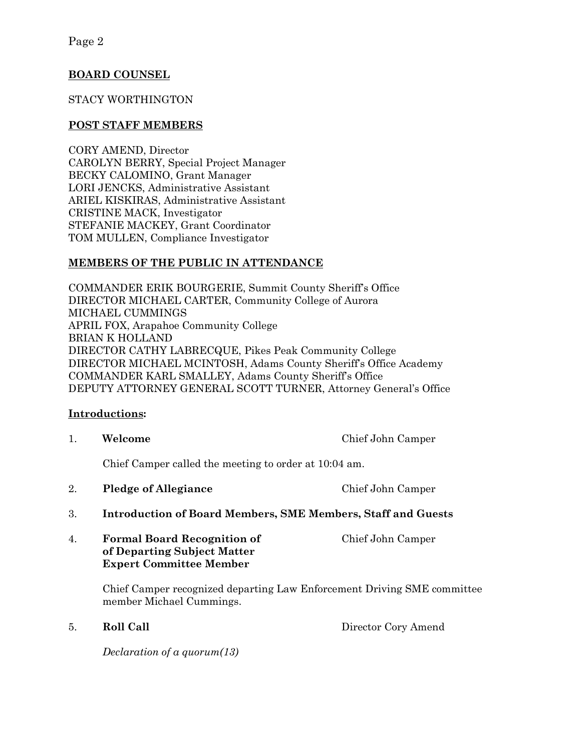## BOARD COUNSEL

STACY WORTHINGTON

## POST STAFF MEMBERS

CORY AMEND, Director
CAROLYN BERRY, Special Project Manager
BECKY CALOMINO, Grant Manager
LORI JENCKS, Administrative Assistant
ARIEL KISKIRAS, Administrative Assistant
CRISTINE MACK, Investigator
STEFANIE MACKEY, Grant Coordinator
TOM MULLEN, Compliance Investigator

## MEMBERS OF THE PUBLIC IN ATTENDANCE

COMMANDER ERIK BOURGERIE, Summit County Sheriff's Office
DIRECTOR MICHAEL CARTER, Community College of Aurora
MICHAEL CUMMINGS
APRIL FOX, Arapahoe Community College
BRIAN K HOLLAND
DIRECTOR CATHY LABRECQUE, Pikes Peak Community College
DIRECTOR MICHAEL MCINTOSH, Adams County Sheriff's Office Academy
COMMANDER KARL SMALLEY, Adams County Sheriff's Office
DEPUTY ATTORNEY GENERAL SCOTT TURNER, Attorney General's Office

## Introductions:

1. **Welcome** — Chief John Camper

   Chief Camper called the meeting to order at 10:04 am.

2. **Pledge of Allegiance** — Chief John Camper

3. **Introduction of Board Members, SME Members, Staff and Guests**

4. **Formal Board Recognition of of Departing Subject Matter Expert Committee Member** — Chief John Camper

   Chief Camper recognized departing Law Enforcement Driving SME committee member Michael Cummings.

5. **Roll Call** — Director Cory Amend

   *Declaration of a quorum(13)*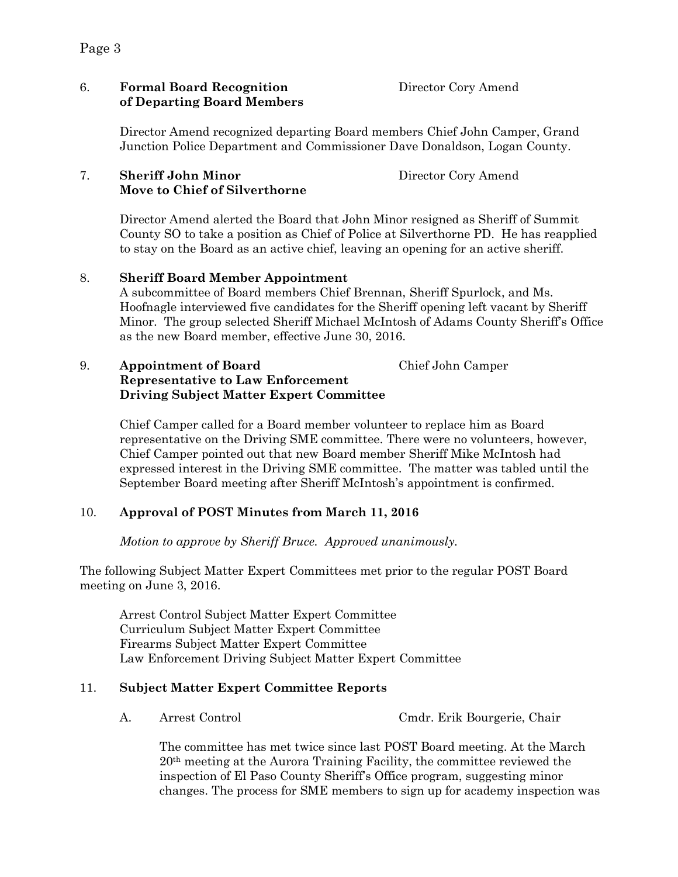6. **Formal Board Recognition of Departing Board Members** — Director Cory Amend

Director Amend recognized departing Board members Chief John Camper, Grand Junction Police Department and Commissioner Dave Donaldson, Logan County.

7. **Sheriff John Minor Move to Chief of Silverthorne** — Director Cory Amend

Director Amend alerted the Board that John Minor resigned as Sheriff of Summit County SO to take a position as Chief of Police at Silverthorne PD. He has reapplied to stay on the Board as an active chief, leaving an opening for an active sheriff.

8. **Sheriff Board Member Appointment**

A subcommittee of Board members Chief Brennan, Sheriff Spurlock, and Ms. Hoofnagle interviewed five candidates for the Sheriff opening left vacant by Sheriff Minor. The group selected Sheriff Michael McIntosh of Adams County Sheriff's Office as the new Board member, effective June 30, 2016.

9. **Appointment of Board Representative to Law Enforcement Driving Subject Matter Expert Committee** — Chief John Camper

Chief Camper called for a Board member volunteer to replace him as Board representative on the Driving SME committee. There were no volunteers, however, Chief Camper pointed out that new Board member Sheriff Mike McIntosh had expressed interest in the Driving SME committee. The matter was tabled until the September Board meeting after Sheriff McIntosh's appointment is confirmed.

10. **Approval of POST Minutes from March 11, 2016**

*Motion to approve by Sheriff Bruce. Approved unanimously.*

The following Subject Matter Expert Committees met prior to the regular POST Board meeting on June 3, 2016.

Arrest Control Subject Matter Expert Committee
Curriculum Subject Matter Expert Committee
Firearms Subject Matter Expert Committee
Law Enforcement Driving Subject Matter Expert Committee

11. **Subject Matter Expert Committee Reports**

A. Arrest Control — Cmdr. Erik Bourgerie, Chair

The committee has met twice since last POST Board meeting. At the March 20th meeting at the Aurora Training Facility, the committee reviewed the inspection of El Paso County Sheriff's Office program, suggesting minor changes. The process for SME members to sign up for academy inspection was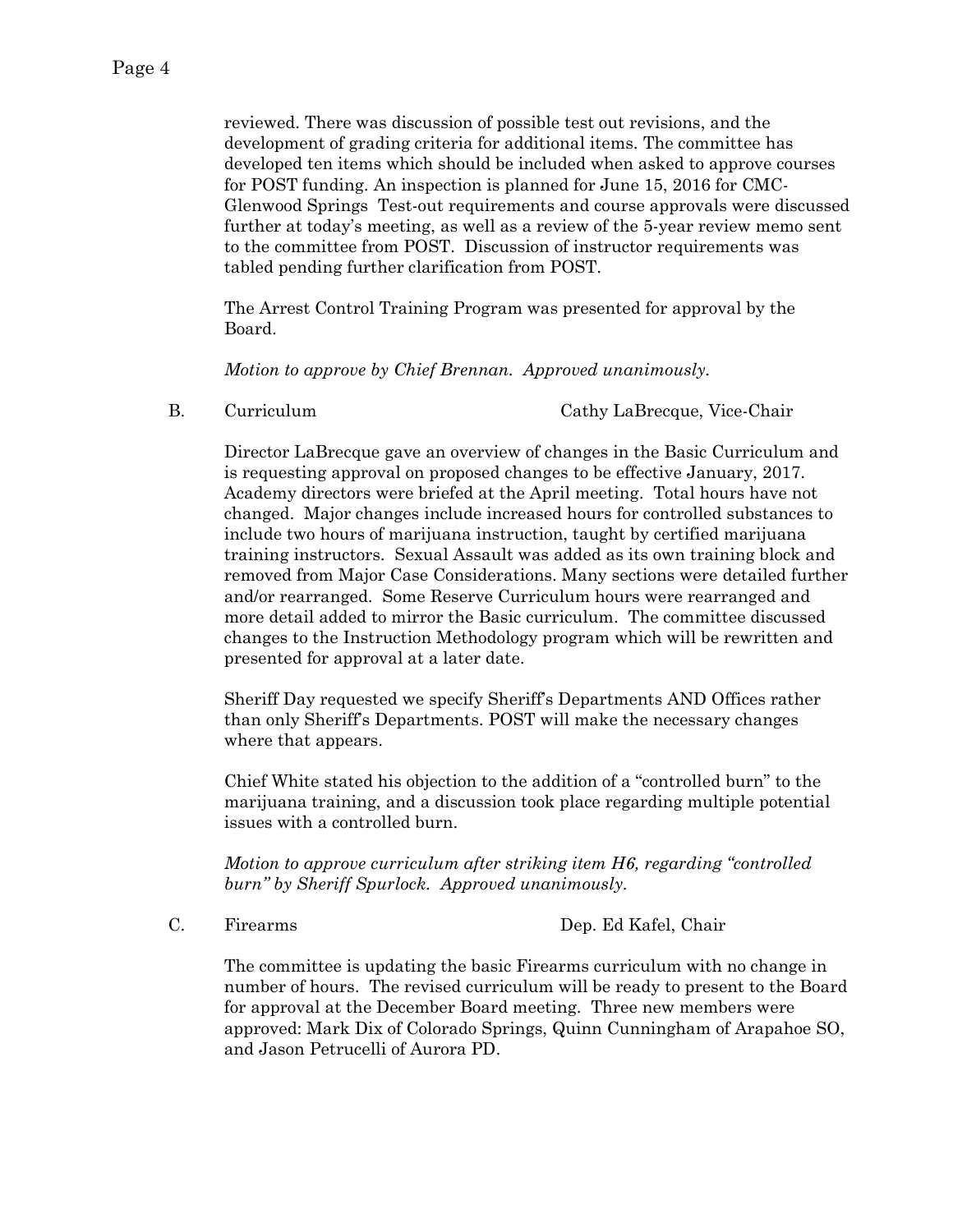reviewed. There was discussion of possible test out revisions, and the development of grading criteria for additional items. The committee has developed ten items which should be included when asked to approve courses for POST funding. An inspection is planned for June 15, 2016 for CMC-Glenwood Springs  Test-out requirements and course approvals were discussed further at today's meeting, as well as a review of the 5-year review memo sent to the committee from POST.  Discussion of instructor requirements was tabled pending further clarification from POST.

The Arrest Control Training Program was presented for approval by the Board.

*Motion to approve by Chief Brennan.  Approved unanimously.*

B. Curriculum — Cathy LaBrecque, Vice-Chair

Director LaBrecque gave an overview of changes in the Basic Curriculum and is requesting approval on proposed changes to be effective January, 2017. Academy directors were briefed at the April meeting.  Total hours have not changed.  Major changes include increased hours for controlled substances to include two hours of marijuana instruction, taught by certified marijuana training instructors.  Sexual Assault was added as its own training block and removed from Major Case Considerations. Many sections were detailed further and/or rearranged.  Some Reserve Curriculum hours were rearranged and more detail added to mirror the Basic curriculum.  The committee discussed changes to the Instruction Methodology program which will be rewritten and presented for approval at a later date.

Sheriff Day requested we specify Sheriff's Departments AND Offices rather than only Sheriff's Departments. POST will make the necessary changes where that appears.

Chief White stated his objection to the addition of a "controlled burn" to the marijuana training, and a discussion took place regarding multiple potential issues with a controlled burn.

*Motion to approve curriculum after striking item H6, regarding "controlled burn" by Sheriff Spurlock.  Approved unanimously.*

C. Firearms — Dep. Ed Kafel, Chair

The committee is updating the basic Firearms curriculum with no change in number of hours.  The revised curriculum will be ready to present to the Board for approval at the December Board meeting.  Three new members were approved: Mark Dix of Colorado Springs, Quinn Cunningham of Arapahoe SO, and Jason Petrucelli of Aurora PD.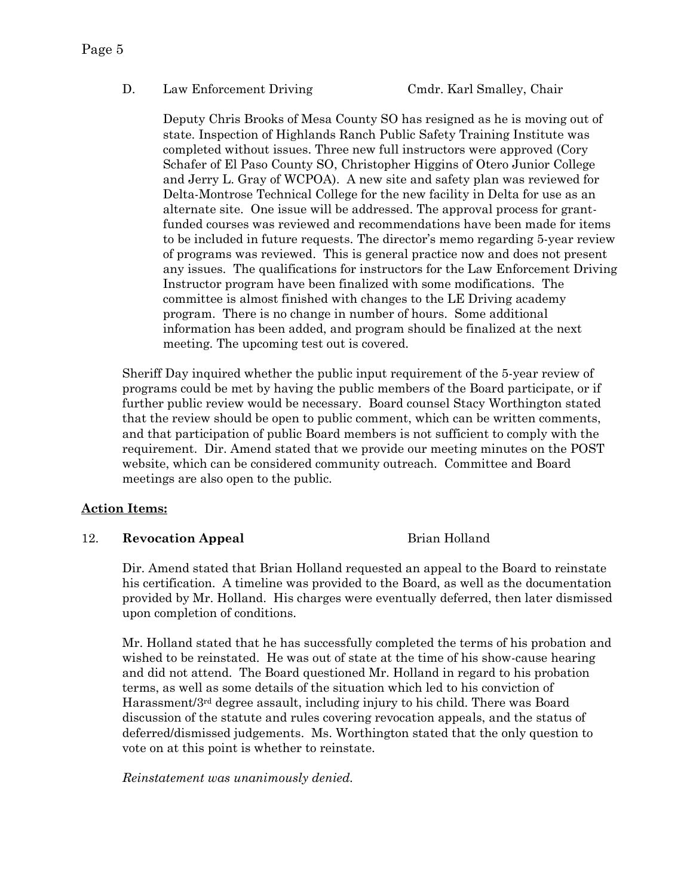D. Law Enforcement Driving Cmdr. Karl Smalley, Chair

Deputy Chris Brooks of Mesa County SO has resigned as he is moving out of state. Inspection of Highlands Ranch Public Safety Training Institute was completed without issues. Three new full instructors were approved (Cory Schafer of El Paso County SO, Christopher Higgins of Otero Junior College and Jerry L. Gray of WCPOA). A new site and safety plan was reviewed for Delta-Montrose Technical College for the new facility in Delta for use as an alternate site. One issue will be addressed. The approval process for grant-funded courses was reviewed and recommendations have been made for items to be included in future requests. The director's memo regarding 5-year review of programs was reviewed. This is general practice now and does not present any issues. The qualifications for instructors for the Law Enforcement Driving Instructor program have been finalized with some modifications. The committee is almost finished with changes to the LE Driving academy program. There is no change in number of hours. Some additional information has been added, and program should be finalized at the next meeting. The upcoming test out is covered.

Sheriff Day inquired whether the public input requirement of the 5-year review of programs could be met by having the public members of the Board participate, or if further public review would be necessary. Board counsel Stacy Worthington stated that the review should be open to public comment, which can be written comments, and that participation of public Board members is not sufficient to comply with the requirement. Dir. Amend stated that we provide our meeting minutes on the POST website, which can be considered community outreach. Committee and Board meetings are also open to the public.

**Action Items:**

12. **Revocation Appeal** Brian Holland

Dir. Amend stated that Brian Holland requested an appeal to the Board to reinstate his certification. A timeline was provided to the Board, as well as the documentation provided by Mr. Holland. His charges were eventually deferred, then later dismissed upon completion of conditions.

Mr. Holland stated that he has successfully completed the terms of his probation and wished to be reinstated. He was out of state at the time of his show-cause hearing and did not attend. The Board questioned Mr. Holland in regard to his probation terms, as well as some details of the situation which led to his conviction of Harassment/3rd degree assault, including injury to his child. There was Board discussion of the statute and rules covering revocation appeals, and the status of deferred/dismissed judgements. Ms. Worthington stated that the only question to vote on at this point is whether to reinstate.

*Reinstatement was unanimously denied.*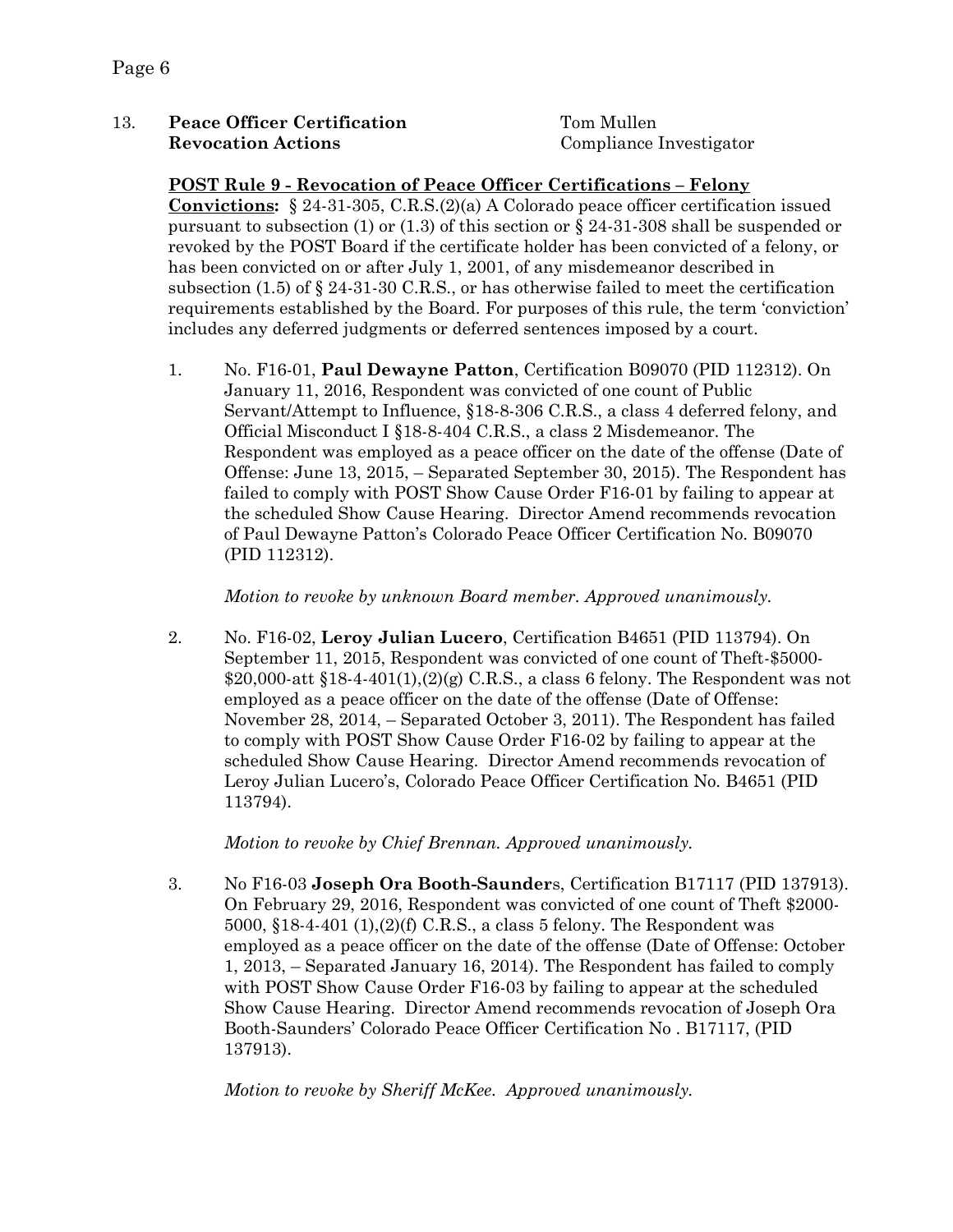13. **Peace Officer Certification Revocation Actions**

Tom Mullen
Compliance Investigator

**POST Rule 9 - Revocation of Peace Officer Certifications – Felony Convictions:** § 24-31-305, C.R.S.(2)(a) A Colorado peace officer certification issued pursuant to subsection (1) or (1.3) of this section or § 24-31-308 shall be suspended or revoked by the POST Board if the certificate holder has been convicted of a felony, or has been convicted on or after July 1, 2001, of any misdemeanor described in subsection (1.5) of § 24-31-30 C.R.S., or has otherwise failed to meet the certification requirements established by the Board. For purposes of this rule, the term 'conviction' includes any deferred judgments or deferred sentences imposed by a court.

1. No. F16-01, **Paul Dewayne Patton**, Certification B09070 (PID 112312). On January 11, 2016, Respondent was convicted of one count of Public Servant/Attempt to Influence, §18-8-306 C.R.S., a class 4 deferred felony, and Official Misconduct I §18-8-404 C.R.S., a class 2 Misdemeanor. The Respondent was employed as a peace officer on the date of the offense (Date of Offense: June 13, 2015, – Separated September 30, 2015). The Respondent has failed to comply with POST Show Cause Order F16-01 by failing to appear at the scheduled Show Cause Hearing. Director Amend recommends revocation of Paul Dewayne Patton's Colorado Peace Officer Certification No. B09070 (PID 112312).

   *Motion to revoke by unknown Board member. Approved unanimously.*

2. No. F16-02, **Leroy Julian Lucero**, Certification B4651 (PID 113794). On September 11, 2015, Respondent was convicted of one count of Theft-$5000-$20,000-att §18-4-401(1),(2)(g) C.R.S., a class 6 felony. The Respondent was not employed as a peace officer on the date of the offense (Date of Offense: November 28, 2014, – Separated October 3, 2011). The Respondent has failed to comply with POST Show Cause Order F16-02 by failing to appear at the scheduled Show Cause Hearing. Director Amend recommends revocation of Leroy Julian Lucero's, Colorado Peace Officer Certification No. B4651 (PID 113794).

   *Motion to revoke by Chief Brennan. Approved unanimously.*

3. No F16-03 **Joseph Ora Booth-Saunder**s, Certification B17117 (PID 137913). On February 29, 2016, Respondent was convicted of one count of Theft $2000-5000, §18-4-401 (1),(2)(f) C.R.S., a class 5 felony. The Respondent was employed as a peace officer on the date of the offense (Date of Offense: October 1, 2013, – Separated January 16, 2014). The Respondent has failed to comply with POST Show Cause Order F16-03 by failing to appear at the scheduled Show Cause Hearing. Director Amend recommends revocation of Joseph Ora Booth-Saunders' Colorado Peace Officer Certification No . B17117, (PID 137913).

   *Motion to revoke by Sheriff McKee. Approved unanimously.*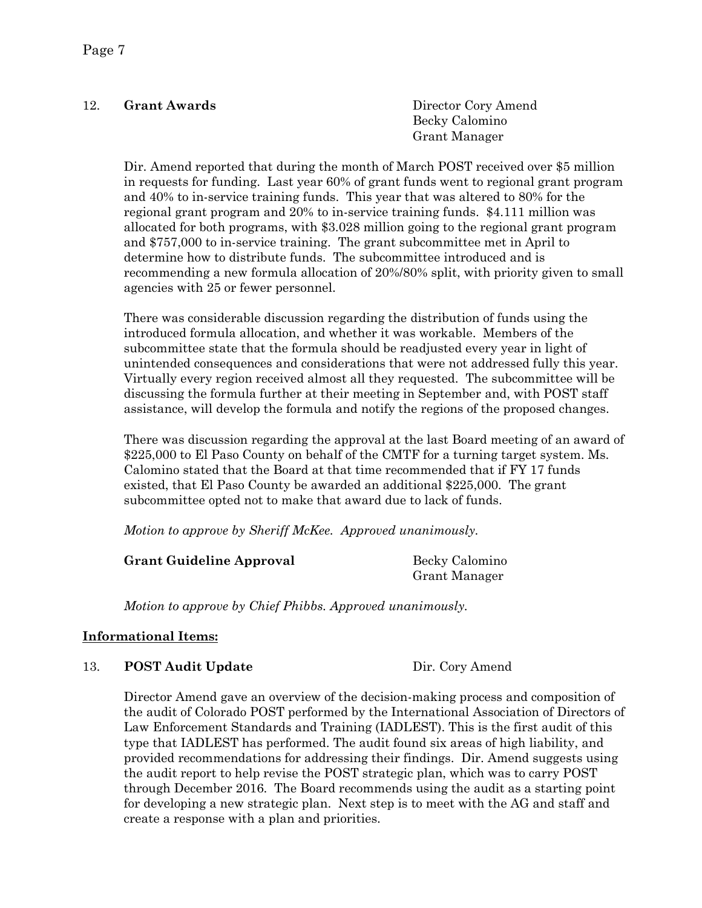12. **Grant Awards** — Director Cory Amend; Becky Calomino, Grant Manager

Dir. Amend reported that during the month of March POST received over $5 million in requests for funding. Last year 60% of grant funds went to regional grant program and 40% to in-service training funds. This year that was altered to 80% for the regional grant program and 20% to in-service training funds. $4.111 million was allocated for both programs, with $3.028 million going to the regional grant program and $757,000 to in-service training. The grant subcommittee met in April to determine how to distribute funds. The subcommittee introduced and is recommending a new formula allocation of 20%/80% split, with priority given to small agencies with 25 or fewer personnel.

There was considerable discussion regarding the distribution of funds using the introduced formula allocation, and whether it was workable. Members of the subcommittee state that the formula should be readjusted every year in light of unintended consequences and considerations that were not addressed fully this year. Virtually every region received almost all they requested. The subcommittee will be discussing the formula further at their meeting in September and, with POST staff assistance, will develop the formula and notify the regions of the proposed changes.

There was discussion regarding the approval at the last Board meeting of an award of $225,000 to El Paso County on behalf of the CMTF for a turning target system. Ms. Calomino stated that the Board at that time recommended that if FY 17 funds existed, that El Paso County be awarded an additional $225,000. The grant subcommittee opted not to make that award due to lack of funds.

*Motion to approve by Sheriff McKee. Approved unanimously.*

**Grant Guideline Approval** — Becky Calomino, Grant Manager

*Motion to approve by Chief Phibbs. Approved unanimously.*

## Informational Items:

13. **POST Audit Update** — Dir. Cory Amend

Director Amend gave an overview of the decision-making process and composition of the audit of Colorado POST performed by the International Association of Directors of Law Enforcement Standards and Training (IADLEST). This is the first audit of this type that IADLEST has performed. The audit found six areas of high liability, and provided recommendations for addressing their findings. Dir. Amend suggests using the audit report to help revise the POST strategic plan, which was to carry POST through December 2016. The Board recommends using the audit as a starting point for developing a new strategic plan. Next step is to meet with the AG and staff and create a response with a plan and priorities.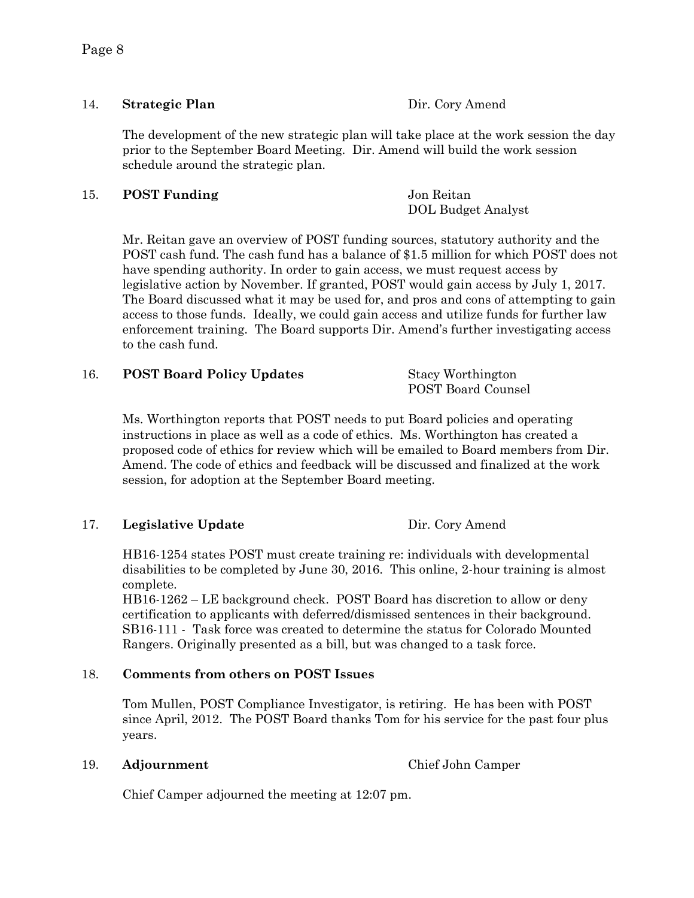14. **Strategic Plan** Dir. Cory Amend

The development of the new strategic plan will take place at the work session the day prior to the September Board Meeting. Dir. Amend will build the work session schedule around the strategic plan.

15. **POST Funding** Jon Reitan, DOL Budget Analyst

Mr. Reitan gave an overview of POST funding sources, statutory authority and the POST cash fund. The cash fund has a balance of $1.5 million for which POST does not have spending authority. In order to gain access, we must request access by legislative action by November. If granted, POST would gain access by July 1, 2017. The Board discussed what it may be used for, and pros and cons of attempting to gain access to those funds. Ideally, we could gain access and utilize funds for further law enforcement training. The Board supports Dir. Amend's further investigating access to the cash fund.

16. **POST Board Policy Updates** Stacy Worthington, POST Board Counsel

Ms. Worthington reports that POST needs to put Board policies and operating instructions in place as well as a code of ethics. Ms. Worthington has created a proposed code of ethics for review which will be emailed to Board members from Dir. Amend. The code of ethics and feedback will be discussed and finalized at the work session, for adoption at the September Board meeting.

17. **Legislative Update** Dir. Cory Amend

HB16-1254 states POST must create training re: individuals with developmental disabilities to be completed by June 30, 2016. This online, 2-hour training is almost complete.
HB16-1262 – LE background check. POST Board has discretion to allow or deny certification to applicants with deferred/dismissed sentences in their background.
SB16-111 - Task force was created to determine the status for Colorado Mounted Rangers. Originally presented as a bill, but was changed to a task force.

18. **Comments from others on POST Issues**

Tom Mullen, POST Compliance Investigator, is retiring. He has been with POST since April, 2012. The POST Board thanks Tom for his service for the past four plus years.

19. **Adjournment** Chief John Camper

Chief Camper adjourned the meeting at 12:07 pm.